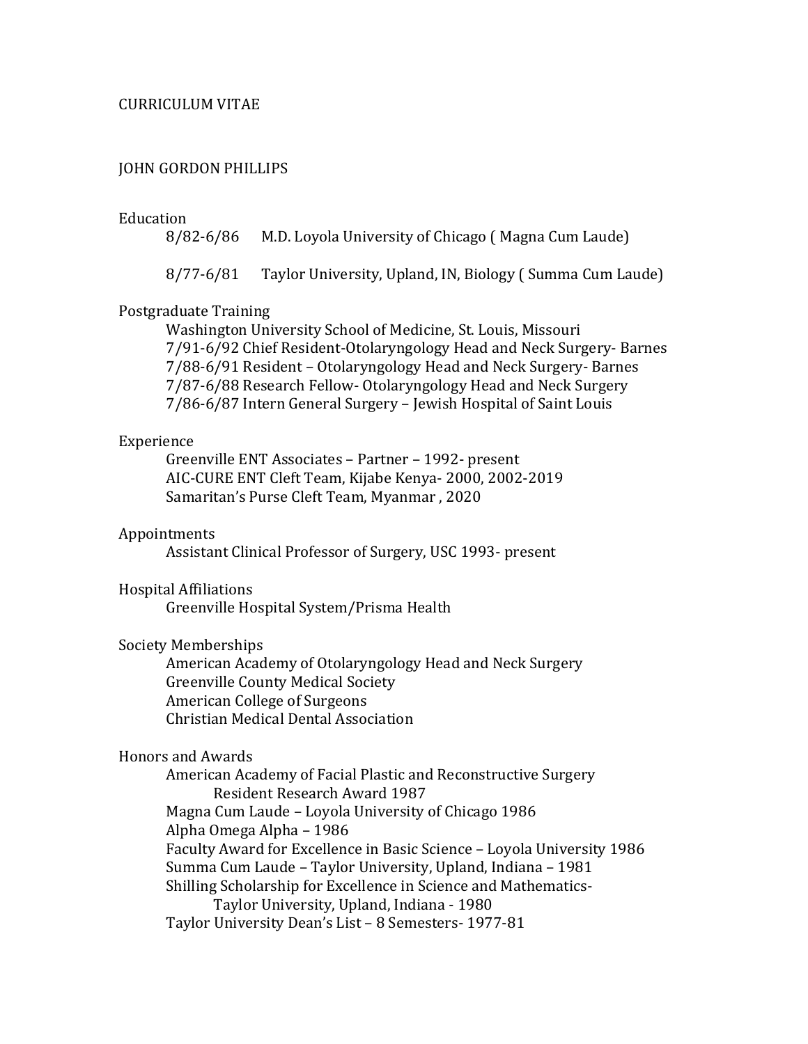# CURRICULUM VITAE

## JOHN GORDON PHILLIPS

### Education

8/82-6/86 M.D. Loyola University of Chicago ( Magna Cum Laude)

8/77-6/81 Taylor University, Upland, IN, Biology ( Summa Cum Laude)

### Postgraduate Training

Washington University School of Medicine, St. Louis, Missouri
7/91-6/92 Chief Resident-Otolaryngology Head and Neck Surgery- Barnes
7/88-6/91 Resident – Otolaryngology Head and Neck Surgery- Barnes
7/87-6/88 Research Fellow- Otolaryngology Head and Neck Surgery
7/86-6/87 Intern General Surgery – Jewish Hospital of Saint Louis

### Experience

Greenville ENT Associates – Partner – 1992- present
AIC-CURE ENT Cleft Team, Kijabe Kenya- 2000, 2002-2019
Samaritan's Purse Cleft Team, Myanmar , 2020

### Appointments

Assistant Clinical Professor of Surgery, USC 1993- present

### Hospital Affiliations

Greenville Hospital System/Prisma Health

### Society Memberships

American Academy of Otolaryngology Head and Neck Surgery
Greenville County Medical Society
American College of Surgeons
Christian Medical Dental Association

### Honors and Awards

American Academy of Facial Plastic and Reconstructive Surgery
Resident Research Award 1987
Magna Cum Laude – Loyola University of Chicago 1986
Alpha Omega Alpha – 1986
Faculty Award for Excellence in Basic Science – Loyola University 1986
Summa Cum Laude – Taylor University, Upland, Indiana – 1981
Shilling Scholarship for Excellence in Science and Mathematics-
Taylor University, Upland, Indiana - 1980
Taylor University Dean's List – 8 Semesters- 1977-81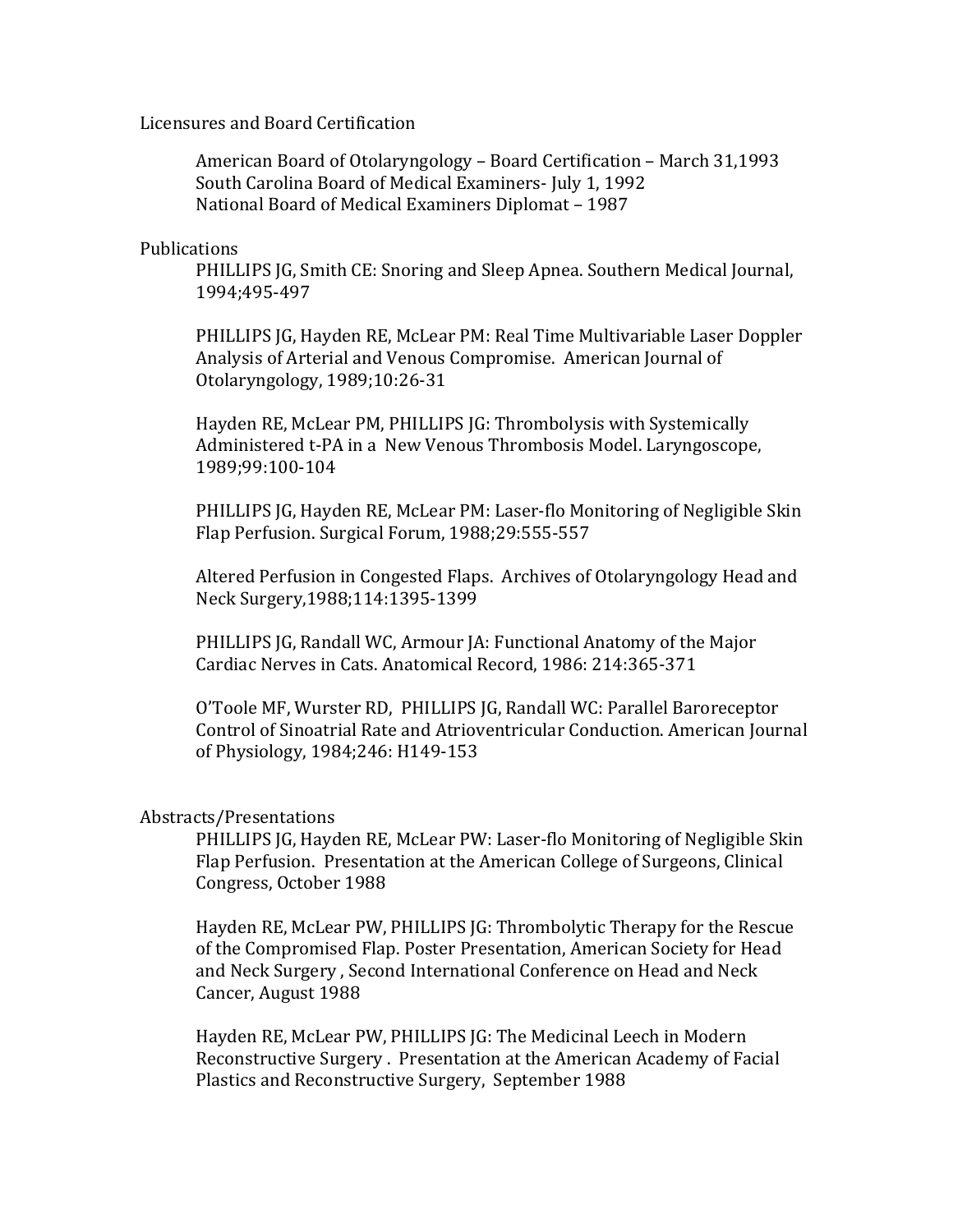## Licensures and Board Certification

American Board of Otolaryngology – Board Certification – March 31,1993
South Carolina Board of Medical Examiners- July 1, 1992
National Board of Medical Examiners Diplomat – 1987

## Publications

PHILLIPS JG, Smith CE: Snoring and Sleep Apnea. Southern Medical Journal, 1994;495-497

PHILLIPS JG, Hayden RE, McLear PM: Real Time Multivariable Laser Doppler Analysis of Arterial and Venous Compromise. American Journal of Otolaryngology, 1989;10:26-31

Hayden RE, McLear PM, PHILLIPS JG: Thrombolysis with Systemically Administered t-PA in a New Venous Thrombosis Model. Laryngoscope, 1989;99:100-104

PHILLIPS JG, Hayden RE, McLear PM: Laser-flo Monitoring of Negligible Skin Flap Perfusion. Surgical Forum, 1988;29:555-557

Altered Perfusion in Congested Flaps. Archives of Otolaryngology Head and Neck Surgery,1988;114:1395-1399

PHILLIPS JG, Randall WC, Armour JA: Functional Anatomy of the Major Cardiac Nerves in Cats. Anatomical Record, 1986: 214:365-371

O'Toole MF, Wurster RD, PHILLIPS JG, Randall WC: Parallel Baroreceptor Control of Sinoatrial Rate and Atrioventricular Conduction. American Journal of Physiology, 1984;246: H149-153

## Abstracts/Presentations

PHILLIPS JG, Hayden RE, McLear PW: Laser-flo Monitoring of Negligible Skin Flap Perfusion. Presentation at the American College of Surgeons, Clinical Congress, October 1988

Hayden RE, McLear PW, PHILLIPS JG: Thrombolytic Therapy for the Rescue of the Compromised Flap. Poster Presentation, American Society for Head and Neck Surgery , Second International Conference on Head and Neck Cancer, August 1988

Hayden RE, McLear PW, PHILLIPS JG: The Medicinal Leech in Modern Reconstructive Surgery . Presentation at the American Academy of Facial Plastics and Reconstructive Surgery, September 1988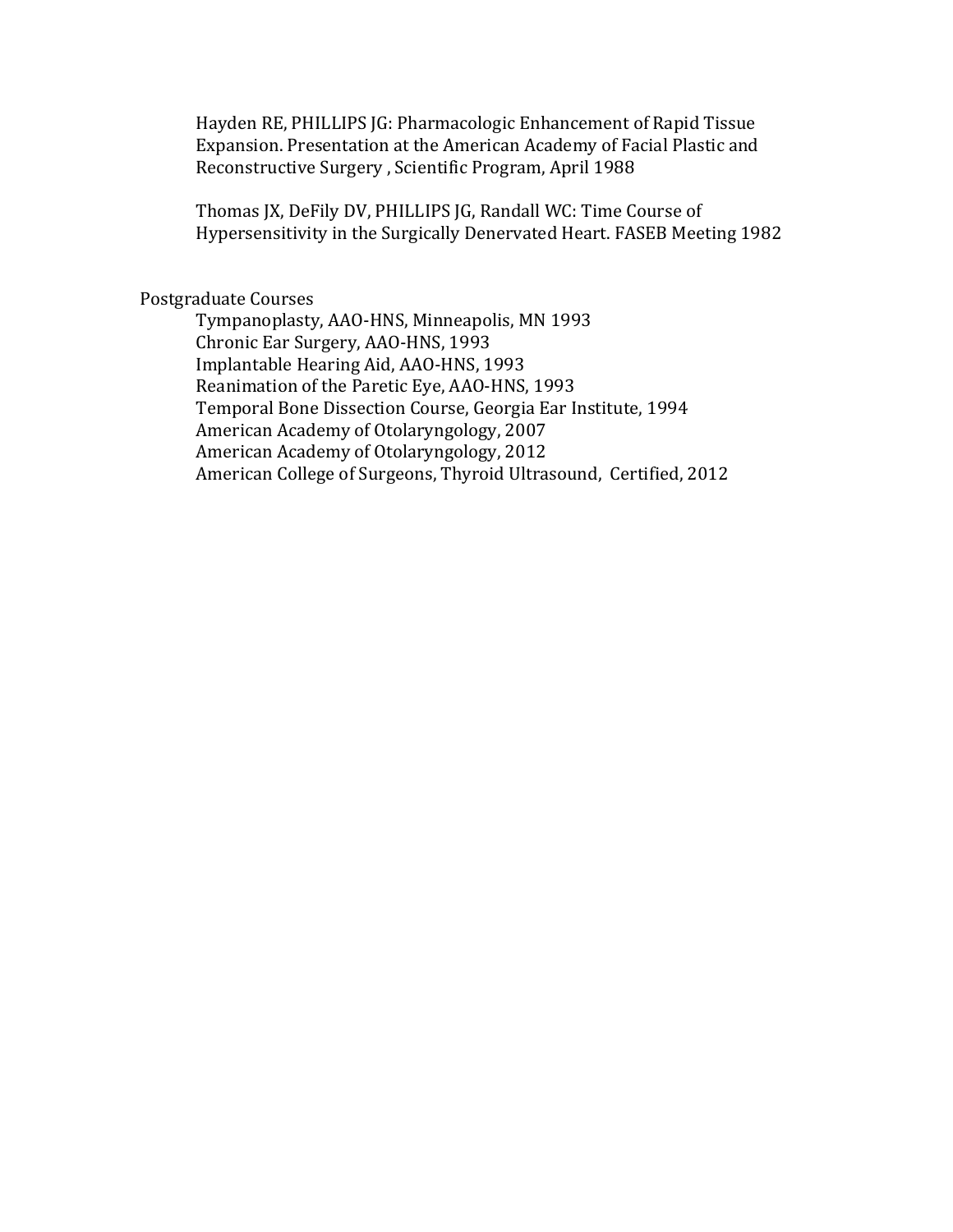Hayden RE, PHILLIPS JG: Pharmacologic Enhancement of Rapid Tissue Expansion. Presentation at the American Academy of Facial Plastic and Reconstructive Surgery , Scientific Program, April 1988

Thomas JX, DeFily DV, PHILLIPS JG, Randall WC: Time Course of Hypersensitivity in the Surgically Denervated Heart. FASEB Meeting 1982

Postgraduate Courses

- Tympanoplasty, AAO-HNS, Minneapolis, MN 1993
- Chronic Ear Surgery, AAO-HNS, 1993
- Implantable Hearing Aid, AAO-HNS, 1993
- Reanimation of the Paretic Eye, AAO-HNS, 1993
- Temporal Bone Dissection Course, Georgia Ear Institute, 1994
- American Academy of Otolaryngology, 2007
- American Academy of Otolaryngology, 2012
- American College of Surgeons, Thyroid Ultrasound, Certified, 2012